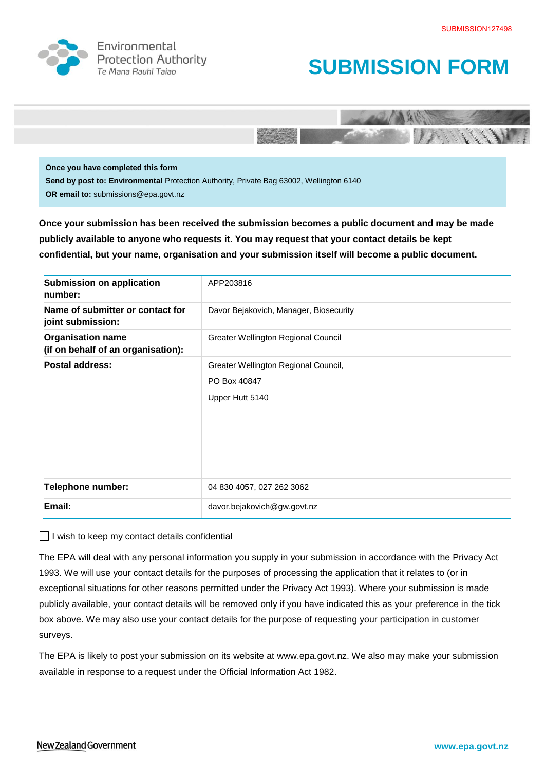SUBMISSION127498

Environmental Protection Authority
*Te Mana Rauhī Taiao*

# SUBMISSION FORM

**Once you have completed this form**
**Send by post to: Environmental** Protection Authority, Private Bag 63002, Wellington 6140
**OR email to:** submissions@epa.govt.nz

**Once your submission has been received the submission becomes a public document and may be made publicly available to anyone who requests it. You may request that your contact details be kept confidential, but your name, organisation and your submission itself will become a public document.**

| | |
|---|---|
| **Submission on application number:** | APP203816 |
| **Name of submitter or contact for joint submission:** | Davor Bejakovich, Manager, Biosecurity |
| **Organisation name (if on behalf of an organisation):** | Greater Wellington Regional Council |
| **Postal address:** | Greater Wellington Regional Council,<br>PO Box 40847<br>Upper Hutt 5140 |
| **Telephone number:** | 04 830 4057, 027 262 3062 |
| **Email:** | davor.bejakovich@gw.govt.nz |

☐ I wish to keep my contact details confidential

The EPA will deal with any personal information you supply in your submission in accordance with the Privacy Act 1993. We will use your contact details for the purposes of processing the application that it relates to (or in exceptional situations for other reasons permitted under the Privacy Act 1993). Where your submission is made publicly available, your contact details will be removed only if you have indicated this as your preference in the tick box above. We may also use your contact details for the purpose of requesting your participation in customer surveys.

The EPA is likely to post your submission on its website at www.epa.govt.nz. We also may make your submission available in response to a request under the Official Information Act 1982.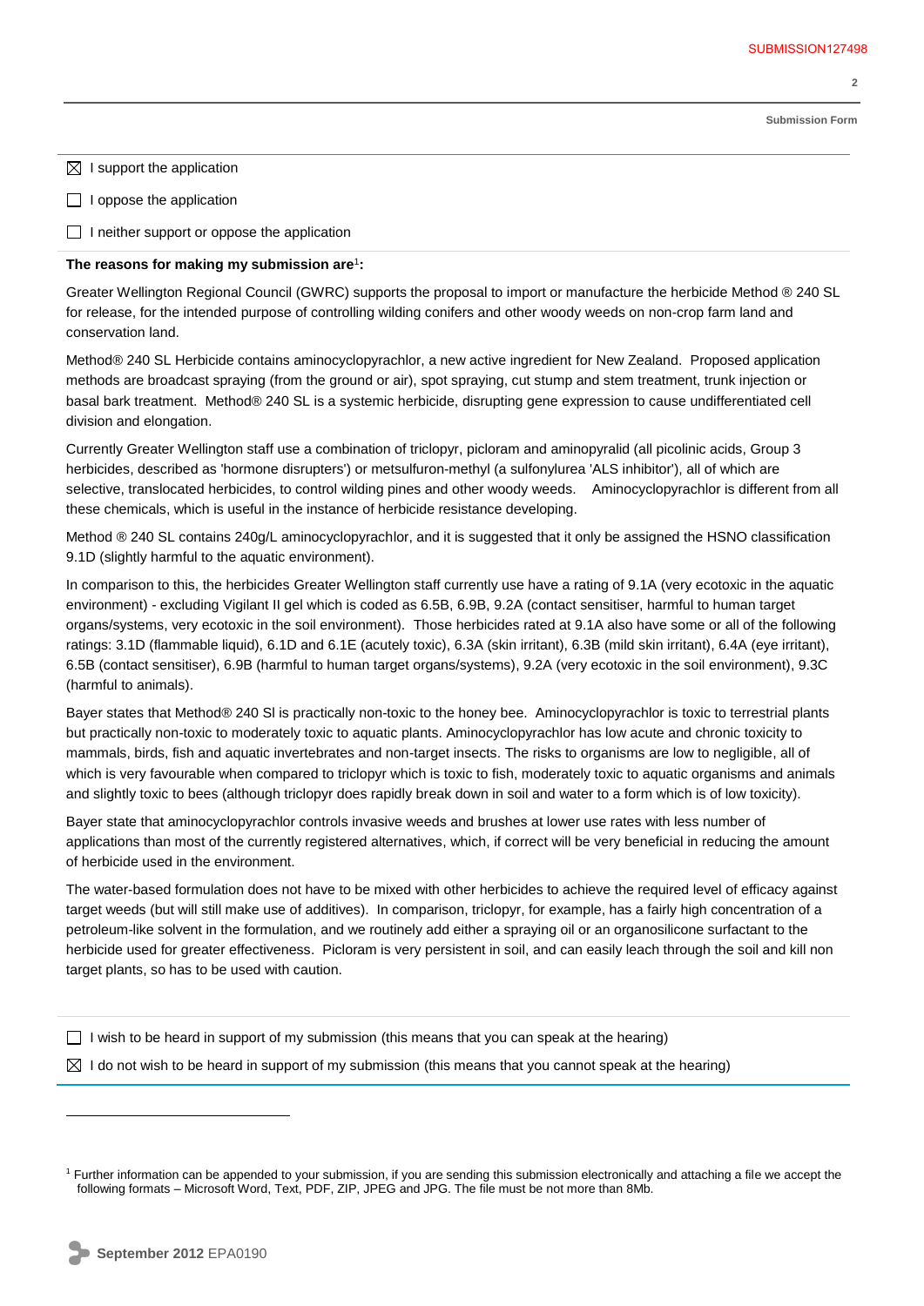☒ I support the application

☐ I oppose the application

☐ I neither support or oppose the application

**The reasons for making my submission are[1]:**

Greater Wellington Regional Council (GWRC) supports the proposal to import or manufacture the herbicide Method ® 240 SL for release, for the intended purpose of controlling wilding conifers and other woody weeds on non-crop farm land and conservation land.

Method® 240 SL Herbicide contains aminocyclopyrachlor, a new active ingredient for New Zealand. Proposed application methods are broadcast spraying (from the ground or air), spot spraying, cut stump and stem treatment, trunk injection or basal bark treatment. Method® 240 SL is a systemic herbicide, disrupting gene expression to cause undifferentiated cell division and elongation.

Currently Greater Wellington staff use a combination of triclopyr, picloram and aminopyralid (all picolinic acids, Group 3 herbicides, described as 'hormone disrupters') or metsulfuron-methyl (a sulfonylurea 'ALS inhibitor'), all of which are selective, translocated herbicides, to control wilding pines and other woody weeds. Aminocyclopyrachlor is different from all these chemicals, which is useful in the instance of herbicide resistance developing.

Method ® 240 SL contains 240g/L aminocyclopyrachlor, and it is suggested that it only be assigned the HSNO classification 9.1D (slightly harmful to the aquatic environment).

In comparison to this, the herbicides Greater Wellington staff currently use have a rating of 9.1A (very ecotoxic in the aquatic environment) - excluding Vigilant II gel which is coded as 6.5B, 6.9B, 9.2A (contact sensitiser, harmful to human target organs/systems, very ecotoxic in the soil environment). Those herbicides rated at 9.1A also have some or all of the following ratings: 3.1D (flammable liquid), 6.1D and 6.1E (acutely toxic), 6.3A (skin irritant), 6.3B (mild skin irritant), 6.4A (eye irritant), 6.5B (contact sensitiser), 6.9B (harmful to human target organs/systems), 9.2A (very ecotoxic in the soil environment), 9.3C (harmful to animals).

Bayer states that Method® 240 Sl is practically non-toxic to the honey bee. Aminocyclopyrachlor is toxic to terrestrial plants but practically non-toxic to moderately toxic to aquatic plants. Aminocyclopyrachlor has low acute and chronic toxicity to mammals, birds, fish and aquatic invertebrates and non-target insects. The risks to organisms are low to negligible, all of which is very favourable when compared to triclopyr which is toxic to fish, moderately toxic to aquatic organisms and animals and slightly toxic to bees (although triclopyr does rapidly break down in soil and water to a form which is of low toxicity).

Bayer state that aminocyclopyrachlor controls invasive weeds and brushes at lower use rates with less number of applications than most of the currently registered alternatives, which, if correct will be very beneficial in reducing the amount of herbicide used in the environment.

The water-based formulation does not have to be mixed with other herbicides to achieve the required level of efficacy against target weeds (but will still make use of additives). In comparison, triclopyr, for example, has a fairly high concentration of a petroleum-like solvent in the formulation, and we routinely add either a spraying oil or an organosilicone surfactant to the herbicide used for greater effectiveness. Picloram is very persistent in soil, and can easily leach through the soil and kill non target plants, so has to be used with caution.

☐ I wish to be heard in support of my submission (this means that you can speak at the hearing)

☒ I do not wish to be heard in support of my submission (this means that you cannot speak at the hearing)

[1] Further information can be appended to your submission, if you are sending this submission electronically and attaching a file we accept the following formats – Microsoft Word, Text, PDF, ZIP, JPEG and JPG. The file must be not more than 8Mb.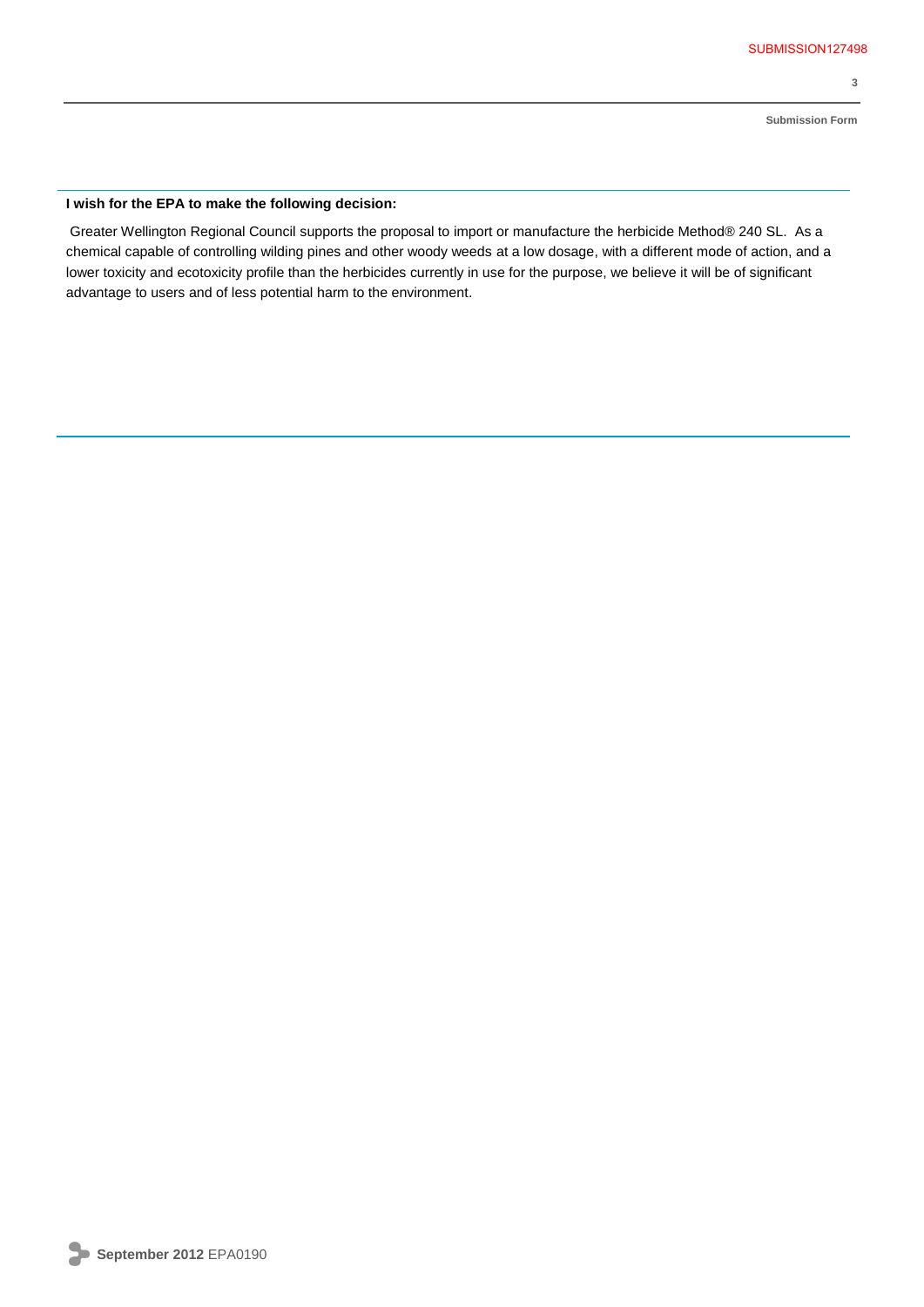**I wish for the EPA to make the following decision:**

Greater Wellington Regional Council supports the proposal to import or manufacture the herbicide Method® 240 SL. As a chemical capable of controlling wilding pines and other woody weeds at a low dosage, with a different mode of action, and a lower toxicity and ecotoxicity profile than the herbicides currently in use for the purpose, we believe it will be of significant advantage to users and of less potential harm to the environment.